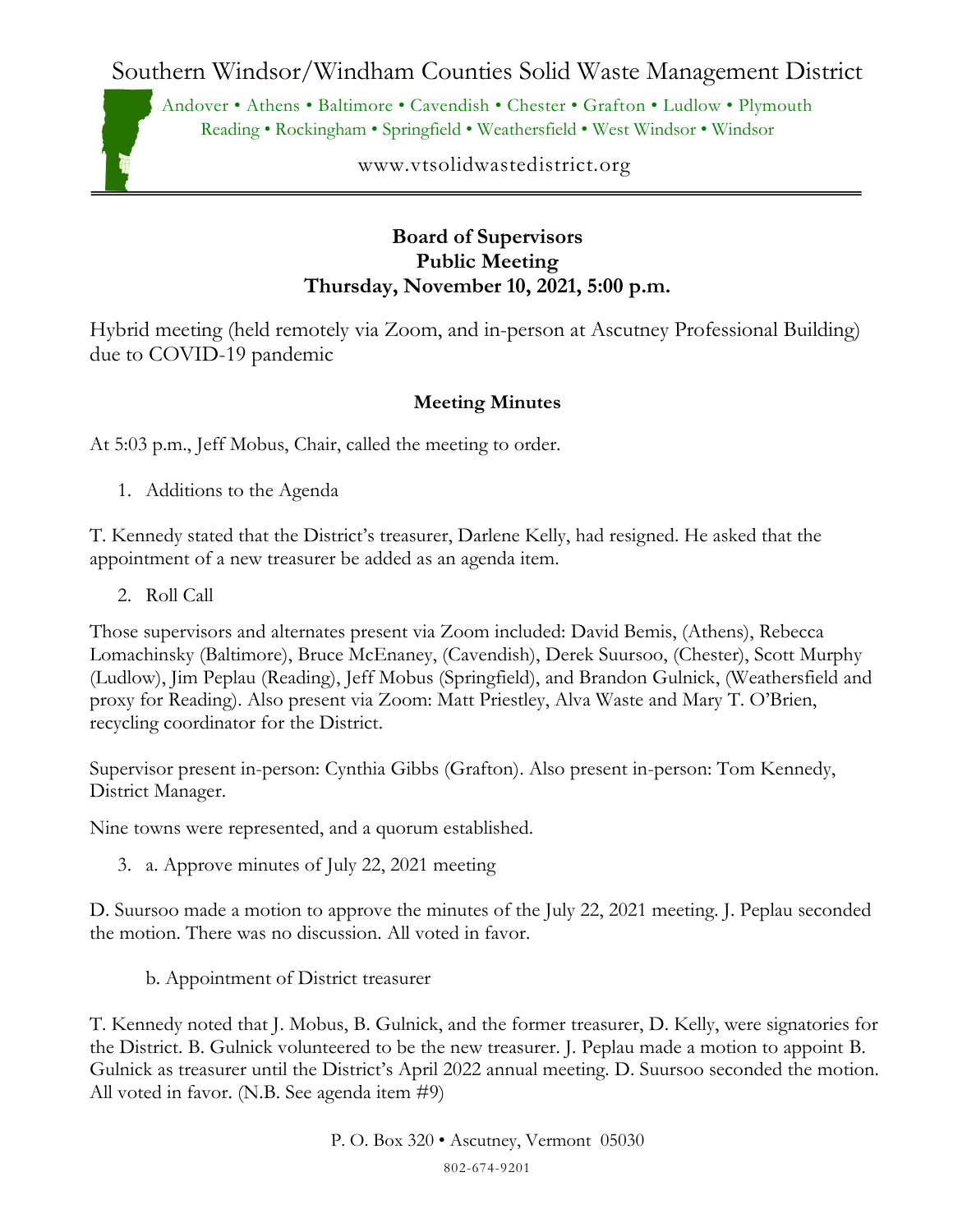# Southern Windsor/Windham Counties Solid Waste Management District

Andover • Athens • Baltimore • Cavendish • Chester • Grafton • Ludlow • Plymouth
Reading • Rockingham • Springfield • Weathersfield • West Windsor • Windsor

www.vtsolidwastedistrict.org

**Board of Supervisors**
**Public Meeting**
**Thursday, November 10, 2021, 5:00 p.m.**

Hybrid meeting (held remotely via Zoom, and in-person at Ascutney Professional Building) due to COVID-19 pandemic

**Meeting Minutes**

At 5:03 p.m., Jeff Mobus, Chair, called the meeting to order.

1. Additions to the Agenda

T. Kennedy stated that the District's treasurer, Darlene Kelly, had resigned. He asked that the appointment of a new treasurer be added as an agenda item.

2. Roll Call

Those supervisors and alternates present via Zoom included: David Bemis, (Athens), Rebecca Lomachinsky (Baltimore), Bruce McEnaney, (Cavendish), Derek Suursoo, (Chester), Scott Murphy (Ludlow), Jim Peplau (Reading), Jeff Mobus (Springfield), and Brandon Gulnick, (Weathersfield and proxy for Reading). Also present via Zoom: Matt Priestley, Alva Waste and Mary T. O'Brien, recycling coordinator for the District.

Supervisor present in-person: Cynthia Gibbs (Grafton). Also present in-person: Tom Kennedy, District Manager.

Nine towns were represented, and a quorum established.

3. a. Approve minutes of July 22, 2021 meeting

D. Suursoo made a motion to approve the minutes of the July 22, 2021 meeting. J. Peplau seconded the motion. There was no discussion. All voted in favor.

b. Appointment of District treasurer

T. Kennedy noted that J. Mobus, B. Gulnick, and the former treasurer, D. Kelly, were signatories for the District. B. Gulnick volunteered to be the new treasurer. J. Peplau made a motion to appoint B. Gulnick as treasurer until the District's April 2022 annual meeting. D. Suursoo seconded the motion. All voted in favor. (N.B. See agenda item #9)

P. O. Box 320 • Ascutney, Vermont 05030
802-674-9201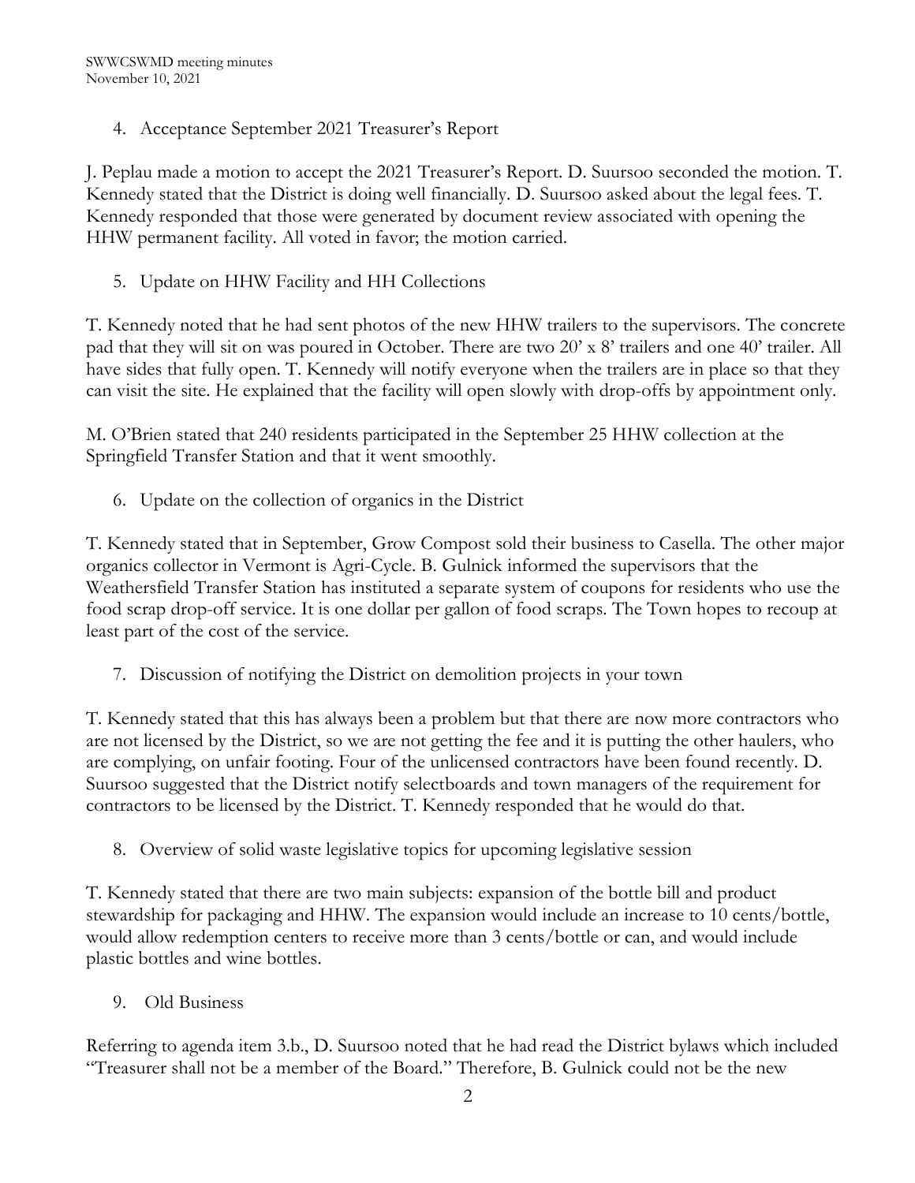4. Acceptance September 2021 Treasurer's Report

J. Peplau made a motion to accept the 2021 Treasurer's Report. D. Suursoo seconded the motion. T. Kennedy stated that the District is doing well financially. D. Suursoo asked about the legal fees. T. Kennedy responded that those were generated by document review associated with opening the HHW permanent facility. All voted in favor; the motion carried.

5. Update on HHW Facility and HH Collections

T. Kennedy noted that he had sent photos of the new HHW trailers to the supervisors. The concrete pad that they will sit on was poured in October. There are two 20' x 8' trailers and one 40' trailer. All have sides that fully open. T. Kennedy will notify everyone when the trailers are in place so that they can visit the site. He explained that the facility will open slowly with drop-offs by appointment only.

M. O'Brien stated that 240 residents participated in the September 25 HHW collection at the Springfield Transfer Station and that it went smoothly.

6. Update on the collection of organics in the District

T. Kennedy stated that in September, Grow Compost sold their business to Casella. The other major organics collector in Vermont is Agri-Cycle. B. Gulnick informed the supervisors that the Weathersfield Transfer Station has instituted a separate system of coupons for residents who use the food scrap drop-off service. It is one dollar per gallon of food scraps. The Town hopes to recoup at least part of the cost of the service.

7. Discussion of notifying the District on demolition projects in your town

T. Kennedy stated that this has always been a problem but that there are now more contractors who are not licensed by the District, so we are not getting the fee and it is putting the other haulers, who are complying, on unfair footing. Four of the unlicensed contractors have been found recently. D. Suursoo suggested that the District notify selectboards and town managers of the requirement for contractors to be licensed by the District. T. Kennedy responded that he would do that.

8. Overview of solid waste legislative topics for upcoming legislative session

T. Kennedy stated that there are two main subjects: expansion of the bottle bill and product stewardship for packaging and HHW. The expansion would include an increase to 10 cents/bottle, would allow redemption centers to receive more than 3 cents/bottle or can, and would include plastic bottles and wine bottles.

9. Old Business

Referring to agenda item 3.b., D. Suursoo noted that he had read the District bylaws which included "Treasurer shall not be a member of the Board." Therefore, B. Gulnick could not be the new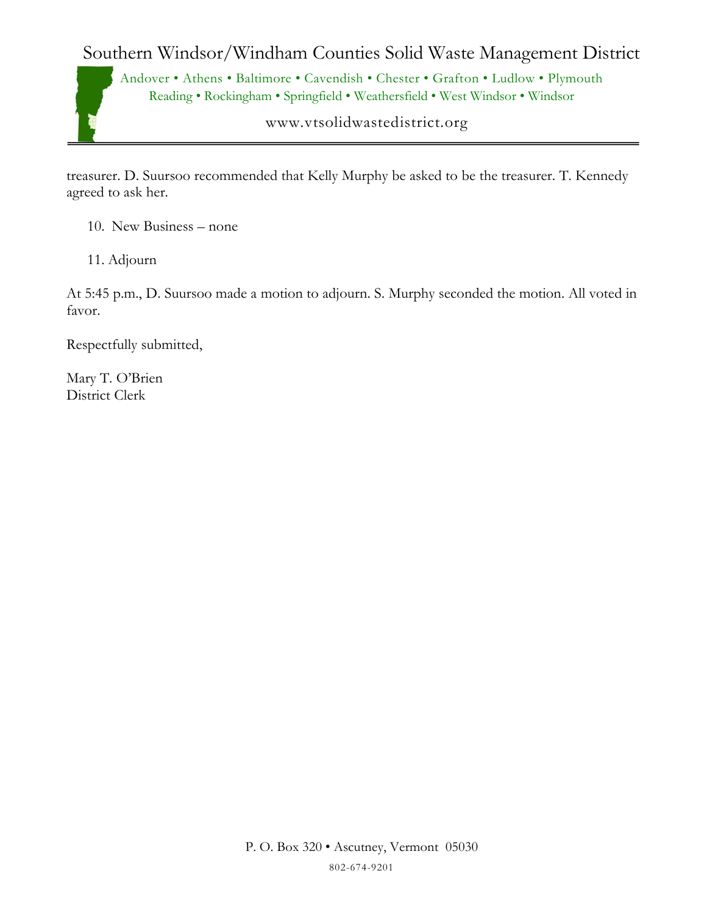treasurer. D. Suursoo recommended that Kelly Murphy be asked to be the treasurer. T. Kennedy agreed to ask her.

10. New Business – none

11. Adjourn

At 5:45 p.m., D. Suursoo made a motion to adjourn. S. Murphy seconded the motion. All voted in favor.

Respectfully submitted,

Mary T. O'Brien  
District Clerk